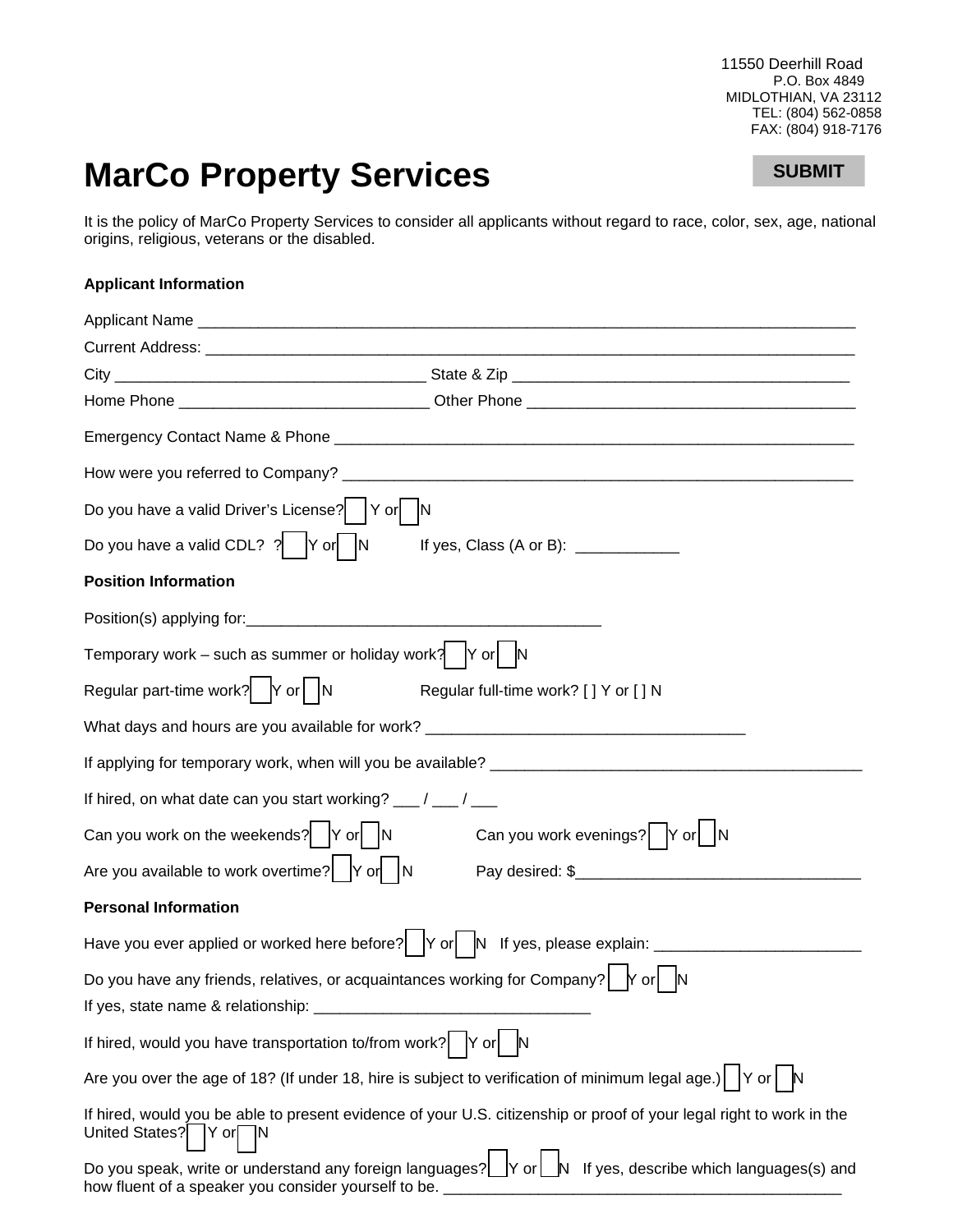11550 Deerhill Road
P.O. Box 4849
MIDLOTHIAN, VA 23112
TEL: (804) 562-0858
FAX: (804) 918-7176

# MarCo Property Services

SUBMIT

It is the policy of MarCo Property Services to consider all applicants without regard to race, color, sex, age, national origins, religious, veterans or the disabled.

**Applicant Information**

Applicant Name ___________________________________________________________________________

Current Address: __________________________________________________________________________

City ___________________________________ State & Zip ______________________________________

Home Phone ____________________________ Other Phone _____________________________________

Emergency Contact Name & Phone ____________________________________________________________

How were you referred to Company? ___________________________________________________________

Do you have a valid Driver's License? [ ] Y or [ ] N

Do you have a valid CDL? ? [ ] Y or [ ] N If yes, Class (A or B): ____________

**Position Information**

Position(s) applying for:__________________________________________

Temporary work – such as summer or holiday work? [ ] Y or [ ] N

Regular part-time work? [ ] Y or [ ] N Regular full-time work? [ ] Y or [ ] N

What days and hours are you available for work? _____________________________________

If applying for temporary work, when will you be available? ___________________________________________

If hired, on what date can you start working? ___ / ___ / ___

Can you work on the weekends? [ ] Y or [ ] N Can you work evenings? [ ] Y or [ ] N

Are you available to work overtime? [ ] Y or [ ] N Pay desired: $_________________________________

**Personal Information**

Have you ever applied or worked here before? [ ] Y or [ ] N If yes, please explain: ________________________

Do you have any friends, relatives, or acquaintances working for Company? [ ] Y or [ ] N

If yes, state name & relationship: ________________________________

If hired, would you have transportation to/from work? [ ] Y or [ ] N

Are you over the age of 18? (If under 18, hire is subject to verification of minimum legal age.) [ ] Y or [ ] N

If hired, would you be able to present evidence of your U.S. citizenship or proof of your legal right to work in the United States? [ ] Y or [ ] N

Do you speak, write or understand any foreign languages? [ ] Y or [ ] N If yes, describe which languages(s) and how fluent of a speaker you consider yourself to be. ________________________________________________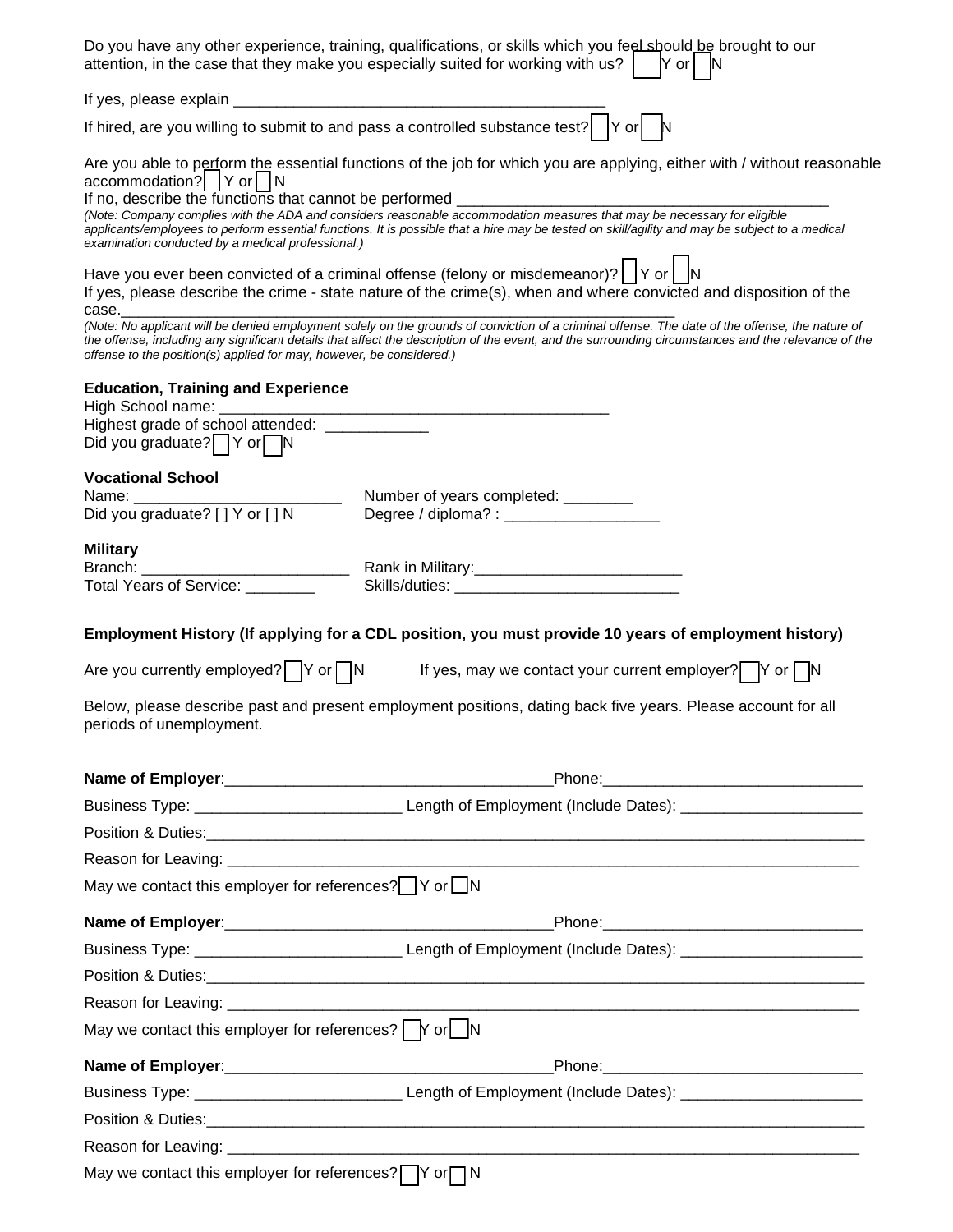Do you have any other experience, training, qualifications, or skills which you feel should be brought to our attention, in the case that they make you especially suited for working with us? [ ] Y or [ ] N

If yes, please explain ____________________________________________

If hired, are you willing to submit to and pass a controlled substance test? [ ] Y or [ ] N

Are you able to perform the essential functions of the job for which you are applying, either with / without reasonable accommodation? [ ] Y or [ ] N

If no, describe the functions that cannot be performed ____________________________________________

*(Note: Company complies with the ADA and considers reasonable accommodation measures that may be necessary for eligible applicants/employees to perform essential functions. It is possible that a hire may be tested on skill/agility and may be subject to a medical examination conducted by a medical professional.)*

Have you ever been convicted of a criminal offense (felony or misdemeanor)? [ ] Y or [ ] N

If yes, please describe the crime - state nature of the crime(s), when and where convicted and disposition of the case.______________________________________________________________________

*(Note: No applicant will be denied employment solely on the grounds of conviction of a criminal offense. The date of the offense, the nature of the offense, including any significant details that affect the description of the event, and the surrounding circumstances and the relevance of the offense to the position(s) applied for may, however, be considered.)*

**Education, Training and Experience**

High School name: ____________________________________________

Highest grade of school attended: ___________

Did you graduate? [ ] Y or [ ] N

**Vocational School**

Name: ________________________ Number of years completed: ________

Did you graduate? [ ] Y or [ ] N Degree / diploma? : __________________

**Military**

Branch: ________________________ Rank in Military:________________________

Total Years of Service: ________ Skills/duties: __________________________

**Employment History (If applying for a CDL position, you must provide 10 years of employment history)**

Are you currently employed? [ ] Y or [ ] N If yes, may we contact your current employer? [ ] Y or [ ] N

Below, please describe past and present employment positions, dating back five years. Please account for all periods of unemployment.

**Name of Employer**:_____________________________________Phone:_____________________________

Business Type: _______________________ Length of Employment (Include Dates): ____________________

Position & Duties:_____________________________________________________________________________

Reason for Leaving: ___________________________________________________________________________

May we contact this employer for references? [ ] Y or [ ] N

**Name of Employer**:_____________________________________Phone:_____________________________

Business Type: _______________________ Length of Employment (Include Dates): ____________________

Position & Duties:_____________________________________________________________________________

Reason for Leaving: ___________________________________________________________________________

May we contact this employer for references? [ ] Y or [ ] N

**Name of Employer**:_____________________________________Phone:_____________________________

Business Type: _______________________ Length of Employment (Include Dates): ____________________

Position & Duties:_____________________________________________________________________________

Reason for Leaving: ___________________________________________________________________________

May we contact this employer for references? [ ] Y or [ ] N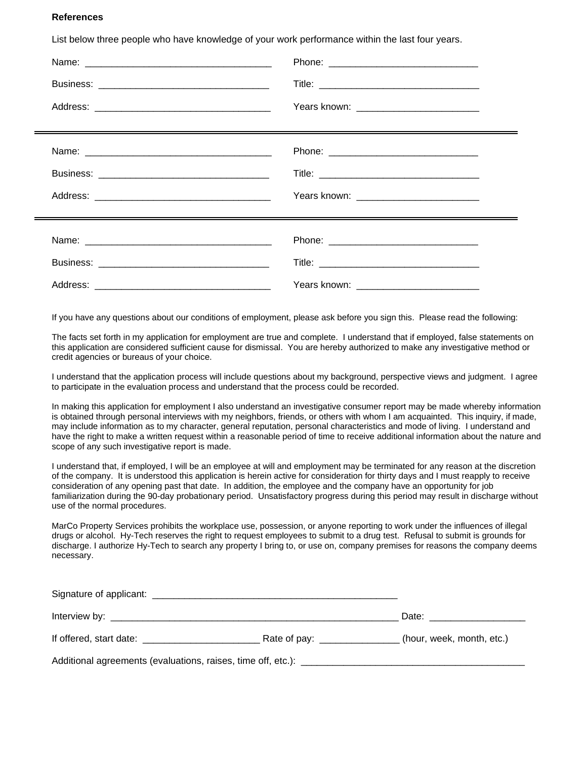**References**

List below three people who have knowledge of your work performance within the last four years.

Name: ___________________________________ Phone: ___________________________

Business: ________________________________ Title: ______________________________

Address: _________________________________ Years known: ______________________

---

Name: ___________________________________ Phone: ___________________________

Business: ________________________________ Title: ______________________________

Address: _________________________________ Years known: ______________________

---

Name: ___________________________________ Phone: ___________________________

Business: ________________________________ Title: ______________________________

Address: _________________________________ Years known: ______________________

If you have any questions about our conditions of employment, please ask before you sign this. Please read the following:

The facts set forth in my application for employment are true and complete. I understand that if employed, false statements on this application are considered sufficient cause for dismissal. You are hereby authorized to make any investigative method or credit agencies or bureaus of your choice.

I understand that the application process will include questions about my background, perspective views and judgment. I agree to participate in the evaluation process and understand that the process could be recorded.

In making this application for employment I also understand an investigative consumer report may be made whereby information is obtained through personal interviews with my neighbors, friends, or others with whom I am acquainted. This inquiry, if made, may include information as to my character, general reputation, personal characteristics and mode of living. I understand and have the right to make a written request within a reasonable period of time to receive additional information about the nature and scope of any such investigative report is made.

I understand that, if employed, I will be an employee at will and employment may be terminated for any reason at the discretion of the company. It is understood this application is herein active for consideration for thirty days and I must reapply to receive consideration of any opening past that date. In addition, the employee and the company have an opportunity for job familiarization during the 90-day probationary period. Unsatisfactory progress during this period may result in discharge without use of the normal procedures.

MarCo Property Services prohibits the workplace use, possession, or anyone reporting to work under the influences of illegal drugs or alcohol. Hy-Tech reserves the right to request employees to submit to a drug test. Refusal to submit is grounds for discharge. I authorize Hy-Tech to search any property I bring to, or use on, company premises for reasons the company deems necessary.

Signature of applicant: _______________________________________________

Interview by: ________________________________________________________ Date: __________________

If offered, start date: ______________________ Rate of pay: ______________ (hour, week, month, etc.)

Additional agreements (evaluations, raises, time off, etc.): __________________________________________